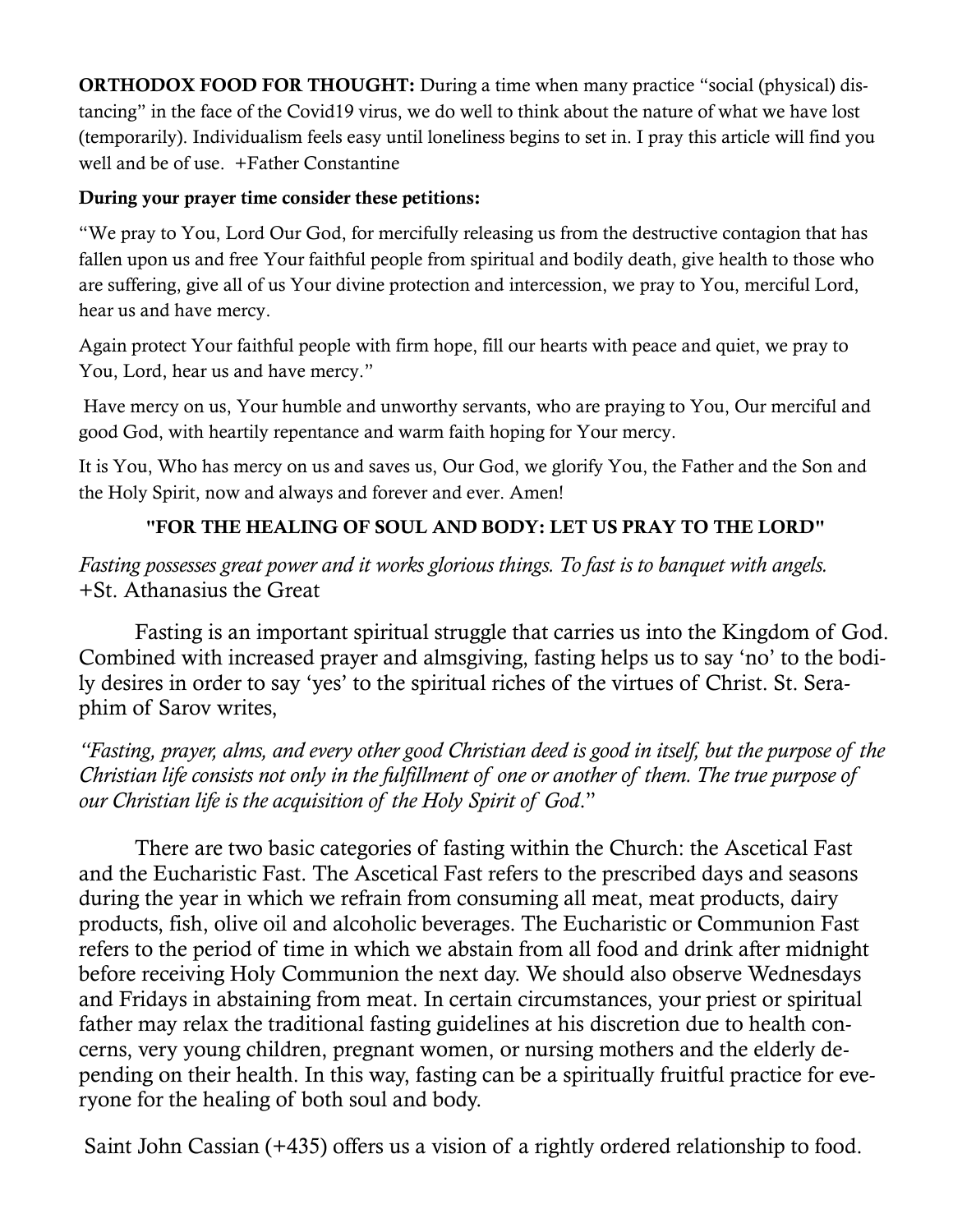**ORTHODOX FOOD FOR THOUGHT:** During a time when many practice "social (physical) distancing" in the face of the Covid19 virus, we do well to think about the nature of what we have lost (temporarily). Individualism feels easy until loneliness begins to set in. I pray this article will find you well and be of use. +Father Constantine

**During your prayer time consider these petitions:**

"We pray to You, Lord Our God, for mercifully releasing us from the destructive contagion that has fallen upon us and free Your faithful people from spiritual and bodily death, give health to those who are suffering, give all of us Your divine protection and intercession, we pray to You, merciful Lord, hear us and have mercy.

Again protect Your faithful people with firm hope, fill our hearts with peace and quiet, we pray to You, Lord, hear us and have mercy."

Have mercy on us, Your humble and unworthy servants, who are praying to You, Our merciful and good God, with heartily repentance and warm faith hoping for Your mercy.

It is You, Who has mercy on us and saves us, Our God, we glorify You, the Father and the Son and the Holy Spirit, now and always and forever and ever. Amen!

## "FOR THE HEALING OF SOUL AND BODY: LET US PRAY TO THE LORD"

*Fasting possesses great power and it works glorious things. To fast is to banquet with angels.* +St. Athanasius the Great

Fasting is an important spiritual struggle that carries us into the Kingdom of God. Combined with increased prayer and almsgiving, fasting helps us to say 'no' to the bodily desires in order to say 'yes' to the spiritual riches of the virtues of Christ. St. Seraphim of Sarov writes,

*"Fasting, prayer, alms, and every other good Christian deed is good in itself, but the purpose of the Christian life consists not only in the fulfillment of one or another of them. The true purpose of our Christian life is the acquisition of the Holy Spirit of God*."

There are two basic categories of fasting within the Church: the Ascetical Fast and the Eucharistic Fast. The Ascetical Fast refers to the prescribed days and seasons during the year in which we refrain from consuming all meat, meat products, dairy products, fish, olive oil and alcoholic beverages. The Eucharistic or Communion Fast refers to the period of time in which we abstain from all food and drink after midnight before receiving Holy Communion the next day. We should also observe Wednesdays and Fridays in abstaining from meat. In certain circumstances, your priest or spiritual father may relax the traditional fasting guidelines at his discretion due to health concerns, very young children, pregnant women, or nursing mothers and the elderly depending on their health. In this way, fasting can be a spiritually fruitful practice for everyone for the healing of both soul and body.

Saint John Cassian (+435) offers us a vision of a rightly ordered relationship to food.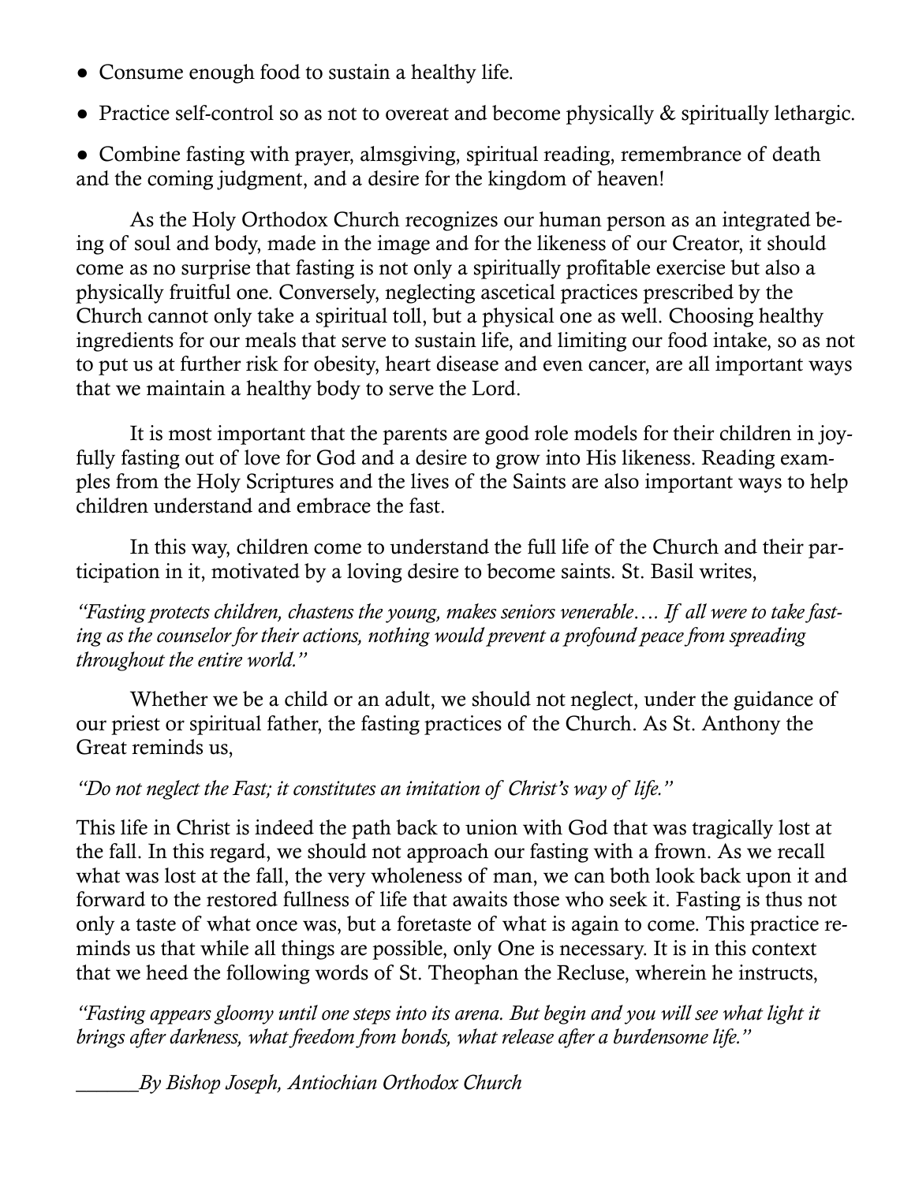- Consume enough food to sustain a healthy life.
- Practice self-control so as not to overeat and become physically & spiritually lethargic.
- Combine fasting with prayer, almsgiving, spiritual reading, remembrance of death and the coming judgment, and a desire for the kingdom of heaven!

As the Holy Orthodox Church recognizes our human person as an integrated being of soul and body, made in the image and for the likeness of our Creator, it should come as no surprise that fasting is not only a spiritually profitable exercise but also a physically fruitful one. Conversely, neglecting ascetical practices prescribed by the Church cannot only take a spiritual toll, but a physical one as well. Choosing healthy ingredients for our meals that serve to sustain life, and limiting our food intake, so as not to put us at further risk for obesity, heart disease and even cancer, are all important ways that we maintain a healthy body to serve the Lord.

It is most important that the parents are good role models for their children in joyfully fasting out of love for God and a desire to grow into His likeness. Reading examples from the Holy Scriptures and the lives of the Saints are also important ways to help children understand and embrace the fast.

In this way, children come to understand the full life of the Church and their participation in it, motivated by a loving desire to become saints. St. Basil writes,

*"Fasting protects children, chastens the young, makes seniors venerable…. If all were to take fasting as the counselor for their actions, nothing would prevent a profound peace from spreading throughout the entire world."*

Whether we be a child or an adult, we should not neglect, under the guidance of our priest or spiritual father, the fasting practices of the Church. As St. Anthony the Great reminds us,

*"Do not neglect the Fast; it constitutes an imitation of Christ's way of life."*

This life in Christ is indeed the path back to union with God that was tragically lost at the fall. In this regard, we should not approach our fasting with a frown. As we recall what was lost at the fall, the very wholeness of man, we can both look back upon it and forward to the restored fullness of life that awaits those who seek it. Fasting is thus not only a taste of what once was, but a foretaste of what is again to come. This practice reminds us that while all things are possible, only One is necessary. It is in this context that we heed the following words of St. Theophan the Recluse, wherein he instructs,

*"Fasting appears gloomy until one steps into its arena. But begin and you will see what light it brings after darkness, what freedom from bonds, what release after a burdensome life."*

______*By Bishop Joseph, Antiochian Orthodox Church*